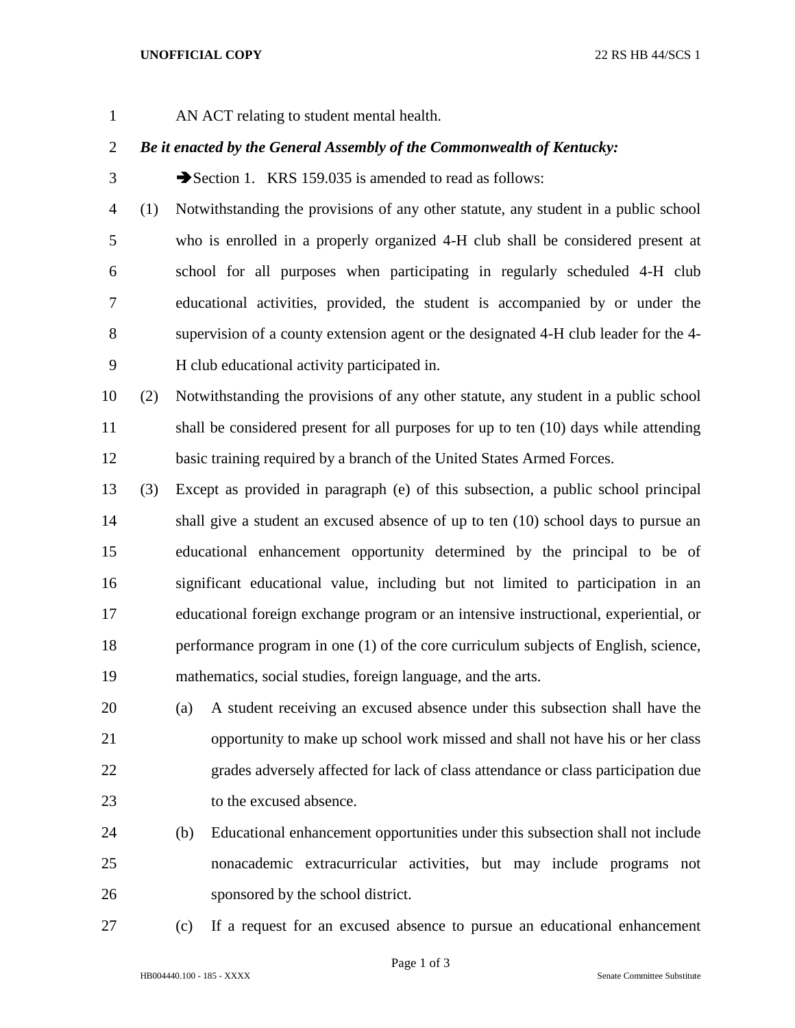AN ACT relating to student mental health.

***Be it enacted by the General Assembly of the Commonwealth of Kentucky:***

➔Section 1. KRS 159.035 is amended to read as follows:

(1) Notwithstanding the provisions of any other statute, any student in a public school who is enrolled in a properly organized 4-H club shall be considered present at school for all purposes when participating in regularly scheduled 4-H club educational activities, provided, the student is accompanied by or under the supervision of a county extension agent or the designated 4-H club leader for the 4-H club educational activity participated in.

(2) Notwithstanding the provisions of any other statute, any student in a public school shall be considered present for all purposes for up to ten (10) days while attending basic training required by a branch of the United States Armed Forces.

(3) Except as provided in paragraph (e) of this subsection, a public school principal shall give a student an excused absence of up to ten (10) school days to pursue an educational enhancement opportunity determined by the principal to be of significant educational value, including but not limited to participation in an educational foreign exchange program or an intensive instructional, experiential, or performance program in one (1) of the core curriculum subjects of English, science, mathematics, social studies, foreign language, and the arts.

(a) A student receiving an excused absence under this subsection shall have the opportunity to make up school work missed and shall not have his or her class grades adversely affected for lack of class attendance or class participation due to the excused absence.

(b) Educational enhancement opportunities under this subsection shall not include nonacademic extracurricular activities, but may include programs not sponsored by the school district.

(c) If a request for an excused absence to pursue an educational enhancement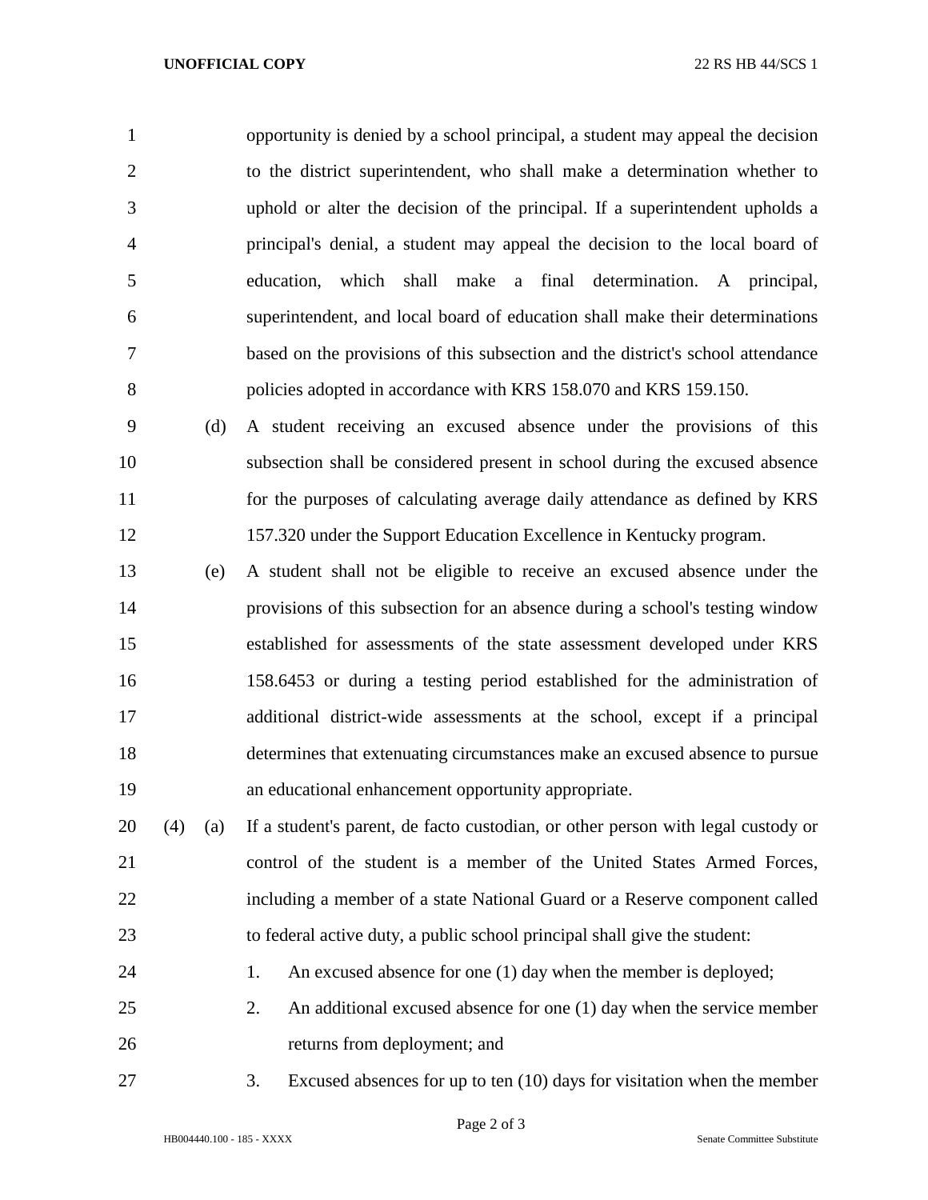opportunity is denied by a school principal, a student may appeal the decision to the district superintendent, who shall make a determination whether to uphold or alter the decision of the principal. If a superintendent upholds a principal's denial, a student may appeal the decision to the local board of education, which shall make a final determination. A principal, superintendent, and local board of education shall make their determinations based on the provisions of this subsection and the district's school attendance policies adopted in accordance with KRS 158.070 and KRS 159.150.

(d) A student receiving an excused absence under the provisions of this subsection shall be considered present in school during the excused absence for the purposes of calculating average daily attendance as defined by KRS 157.320 under the Support Education Excellence in Kentucky program.

(e) A student shall not be eligible to receive an excused absence under the provisions of this subsection for an absence during a school's testing window established for assessments of the state assessment developed under KRS 158.6453 or during a testing period established for the administration of additional district-wide assessments at the school, except if a principal determines that extenuating circumstances make an excused absence to pursue an educational enhancement opportunity appropriate.

(4) (a) If a student's parent, de facto custodian, or other person with legal custody or control of the student is a member of the United States Armed Forces, including a member of a state National Guard or a Reserve component called to federal active duty, a public school principal shall give the student:

1. An excused absence for one (1) day when the member is deployed;
2. An additional excused absence for one (1) day when the service member returns from deployment; and
3. Excused absences for up to ten (10) days for visitation when the member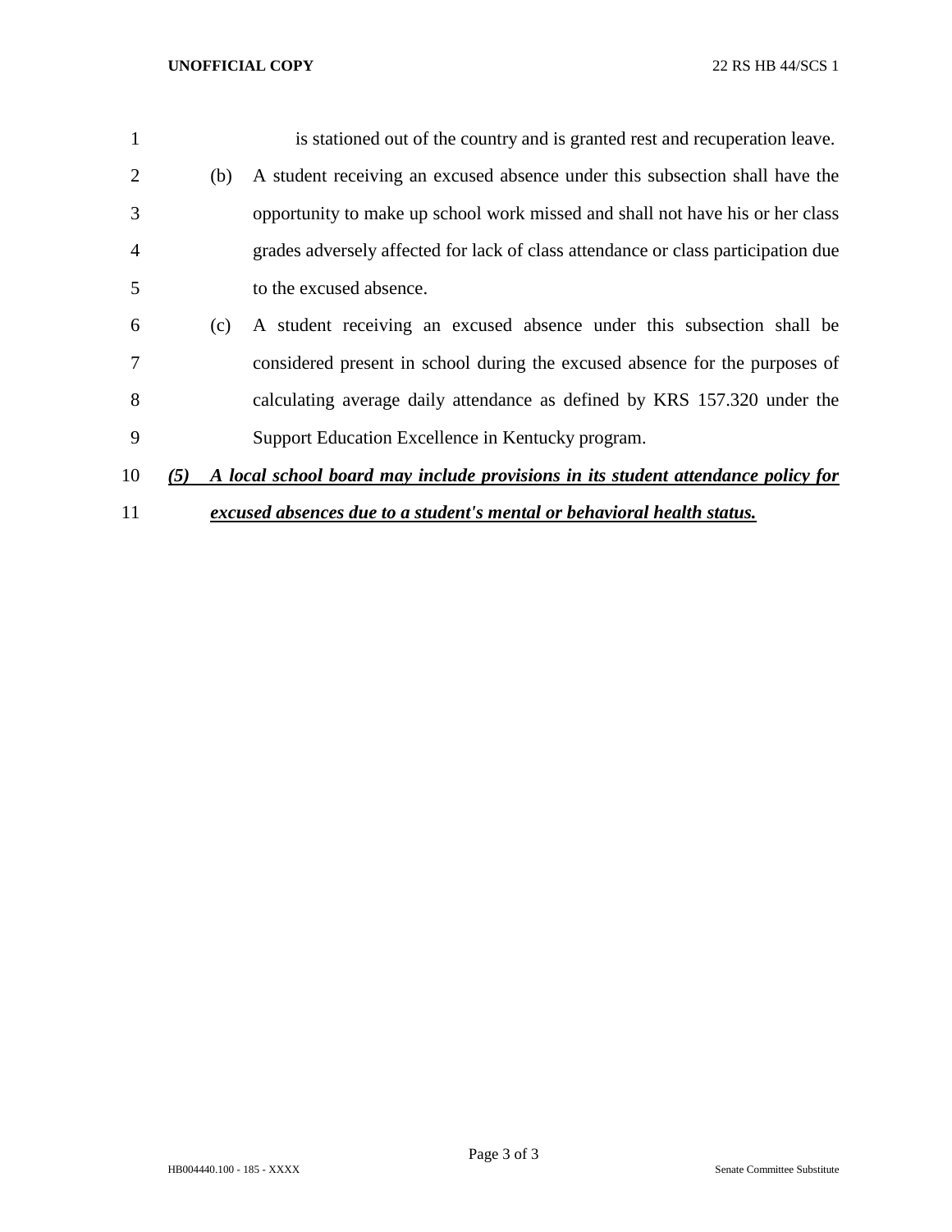is stationed out of the country and is granted rest and recuperation leave.

(b) A student receiving an excused absence under this subsection shall have the opportunity to make up school work missed and shall not have his or her class grades adversely affected for lack of class attendance or class participation due to the excused absence.

(c) A student receiving an excused absence under this subsection shall be considered present in school during the excused absence for the purposes of calculating average daily attendance as defined by KRS 157.320 under the Support Education Excellence in Kentucky program.

***(5) A local school board may include provisions in its student attendance policy for excused absences due to a student's mental or behavioral health status.***